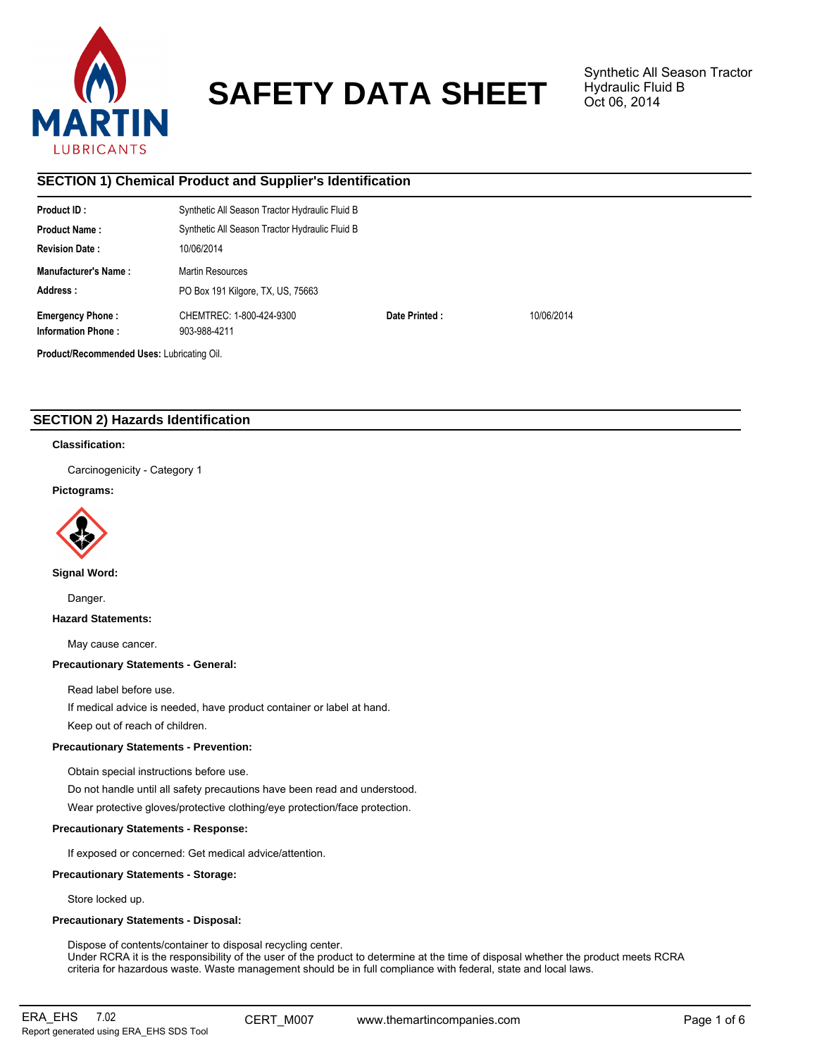# SAFETY DATA SHEET

Synthetic All Season Tractor Hydraulic Fluid B
Oct 06, 2014

## SECTION 1) Chemical Product and Supplier's Identification

| | | | |
|---|---|---|---|
| **Product ID :** | Synthetic All Season Tractor Hydraulic Fluid B | | |
| **Product Name :** | Synthetic All Season Tractor Hydraulic Fluid B | | |
| **Revision Date :** | 10/06/2014 | | |
| **Manufacturer's Name :** | Martin Resources | | |
| **Address :** | PO Box 191 Kilgore, TX, US, 75663 | | |
| **Emergency Phone :** | CHEMTREC: 1-800-424-9300 | **Date Printed :** | 10/06/2014 |
| **Information Phone :** | 903-988-4211 | | |

**Product/Recommended Uses:** Lubricating Oil.

## SECTION 2) Hazards Identification

### Classification:

Carcinogenicity - Category 1

### Pictograms:

### Signal Word:

Danger.

### Hazard Statements:

May cause cancer.

### Precautionary Statements - General:

Read label before use.

If medical advice is needed, have product container or label at hand.

Keep out of reach of children.

### Precautionary Statements - Prevention:

Obtain special instructions before use.

Do not handle until all safety precautions have been read and understood.

Wear protective gloves/protective clothing/eye protection/face protection.

### Precautionary Statements - Response:

If exposed or concerned: Get medical advice/attention.

### Precautionary Statements - Storage:

Store locked up.

### Precautionary Statements - Disposal:

Dispose of contents/container to disposal recycling center.
Under RCRA it is the responsibility of the user of the product to determine at the time of disposal whether the product meets RCRA criteria for hazardous waste. Waste management should be in full compliance with federal, state and local laws.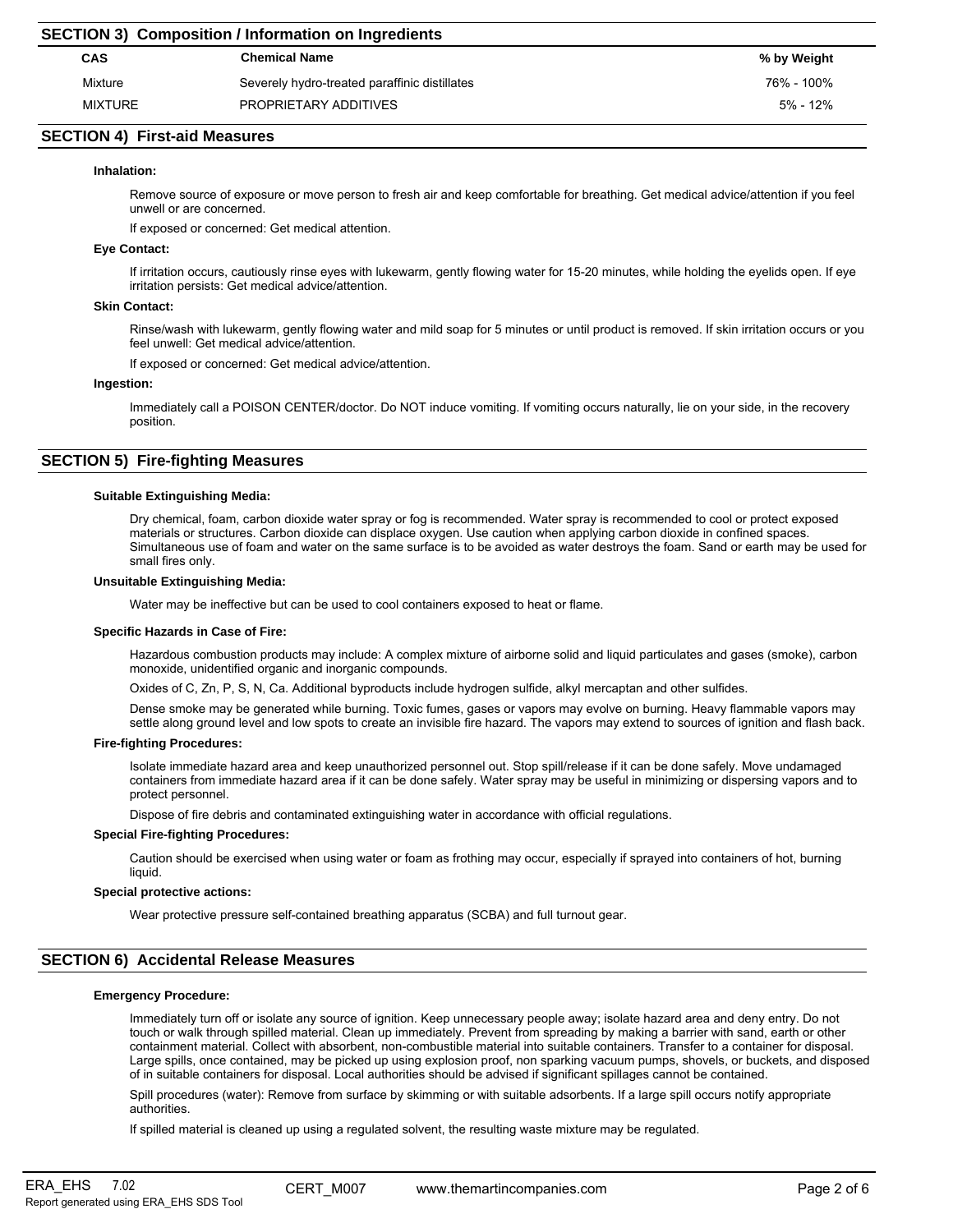## SECTION 3) Composition / Information on Ingredients

| CAS | Chemical Name | % by Weight |
|---|---|---|
| Mixture | Severely hydro-treated paraffinic distillates | 76% - 100% |
| MIXTURE | PROPRIETARY ADDITIVES | 5% - 12% |

## SECTION 4) First-aid Measures

**Inhalation:**

Remove source of exposure or move person to fresh air and keep comfortable for breathing. Get medical advice/attention if you feel unwell or are concerned.

If exposed or concerned: Get medical attention.

**Eye Contact:**

If irritation occurs, cautiously rinse eyes with lukewarm, gently flowing water for 15-20 minutes, while holding the eyelids open. If eye irritation persists: Get medical advice/attention.

**Skin Contact:**

Rinse/wash with lukewarm, gently flowing water and mild soap for 5 minutes or until product is removed. If skin irritation occurs or you feel unwell: Get medical advice/attention.

If exposed or concerned: Get medical advice/attention.

**Ingestion:**

Immediately call a POISON CENTER/doctor. Do NOT induce vomiting. If vomiting occurs naturally, lie on your side, in the recovery position.

## SECTION 5) Fire-fighting Measures

**Suitable Extinguishing Media:**

Dry chemical, foam, carbon dioxide water spray or fog is recommended. Water spray is recommended to cool or protect exposed materials or structures. Carbon dioxide can displace oxygen. Use caution when applying carbon dioxide in confined spaces. Simultaneous use of foam and water on the same surface is to be avoided as water destroys the foam. Sand or earth may be used for small fires only.

**Unsuitable Extinguishing Media:**

Water may be ineffective but can be used to cool containers exposed to heat or flame.

**Specific Hazards in Case of Fire:**

Hazardous combustion products may include: A complex mixture of airborne solid and liquid particulates and gases (smoke), carbon monoxide, unidentified organic and inorganic compounds.

Oxides of C, Zn, P, S, N, Ca. Additional byproducts include hydrogen sulfide, alkyl mercaptan and other sulfides.

Dense smoke may be generated while burning. Toxic fumes, gases or vapors may evolve on burning. Heavy flammable vapors may settle along ground level and low spots to create an invisible fire hazard. The vapors may extend to sources of ignition and flash back.

**Fire-fighting Procedures:**

Isolate immediate hazard area and keep unauthorized personnel out. Stop spill/release if it can be done safely. Move undamaged containers from immediate hazard area if it can be done safely. Water spray may be useful in minimizing or dispersing vapors and to protect personnel.

Dispose of fire debris and contaminated extinguishing water in accordance with official regulations.

**Special Fire-fighting Procedures:**

Caution should be exercised when using water or foam as frothing may occur, especially if sprayed into containers of hot, burning liquid.

**Special protective actions:**

Wear protective pressure self-contained breathing apparatus (SCBA) and full turnout gear.

## SECTION 6) Accidental Release Measures

**Emergency Procedure:**

Immediately turn off or isolate any source of ignition. Keep unnecessary people away; isolate hazard area and deny entry. Do not touch or walk through spilled material. Clean up immediately. Prevent from spreading by making a barrier with sand, earth or other containment material. Collect with absorbent, non-combustible material into suitable containers. Transfer to a container for disposal. Large spills, once contained, may be picked up using explosion proof, non sparking vacuum pumps, shovels, or buckets, and disposed of in suitable containers for disposal. Local authorities should be advised if significant spillages cannot be contained.

Spill procedures (water): Remove from surface by skimming or with suitable adsorbents. If a large spill occurs notify appropriate authorities.

If spilled material is cleaned up using a regulated solvent, the resulting waste mixture may be regulated.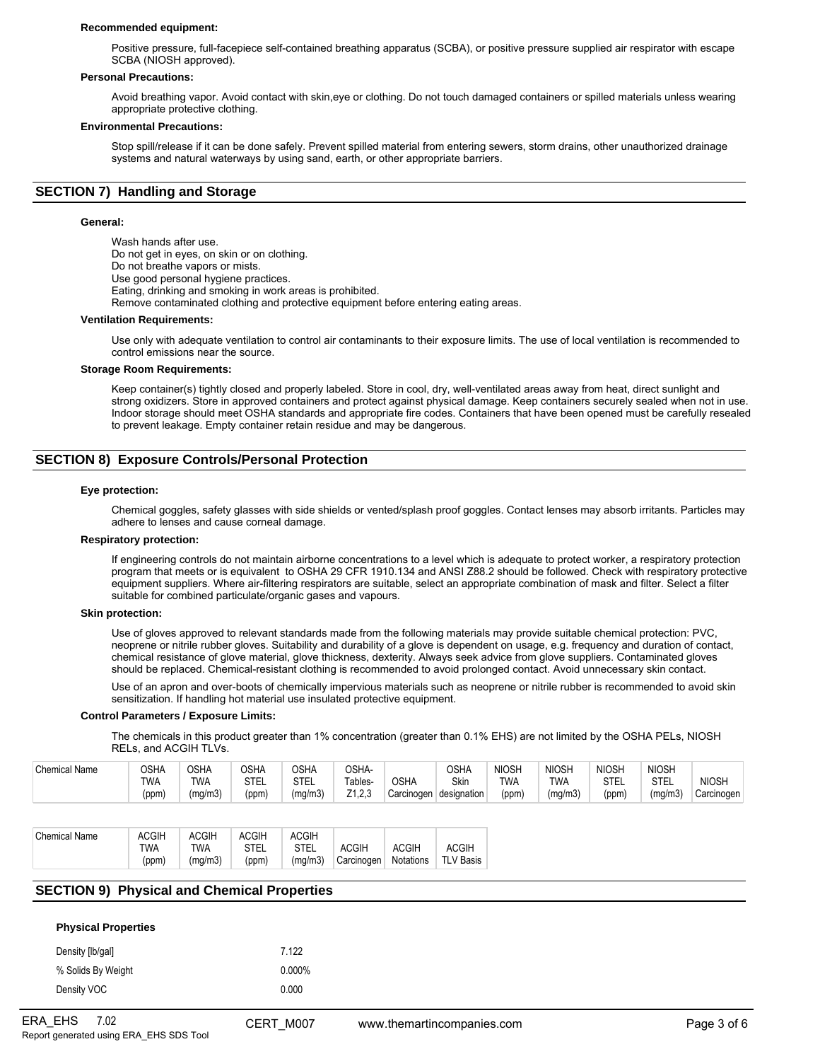**Recommended equipment:**

Positive pressure, full-facepiece self-contained breathing apparatus (SCBA), or positive pressure supplied air respirator with escape SCBA (NIOSH approved).

**Personal Precautions:**

Avoid breathing vapor. Avoid contact with skin,eye or clothing. Do not touch damaged containers or spilled materials unless wearing appropriate protective clothing.

**Environmental Precautions:**

Stop spill/release if it can be done safely. Prevent spilled material from entering sewers, storm drains, other unauthorized drainage systems and natural waterways by using sand, earth, or other appropriate barriers.

## SECTION 7) Handling and Storage

**General:**

Wash hands after use.
Do not get in eyes, on skin or on clothing.
Do not breathe vapors or mists.
Use good personal hygiene practices.
Eating, drinking and smoking in work areas is prohibited.
Remove contaminated clothing and protective equipment before entering eating areas.

**Ventilation Requirements:**

Use only with adequate ventilation to control air contaminants to their exposure limits. The use of local ventilation is recommended to control emissions near the source.

**Storage Room Requirements:**

Keep container(s) tightly closed and properly labeled. Store in cool, dry, well-ventilated areas away from heat, direct sunlight and strong oxidizers. Store in approved containers and protect against physical damage. Keep containers securely sealed when not in use. Indoor storage should meet OSHA standards and appropriate fire codes. Containers that have been opened must be carefully resealed to prevent leakage. Empty container retain residue and may be dangerous.

## SECTION 8) Exposure Controls/Personal Protection

**Eye protection:**

Chemical goggles, safety glasses with side shields or vented/splash proof goggles. Contact lenses may absorb irritants. Particles may adhere to lenses and cause corneal damage.

**Respiratory protection:**

If engineering controls do not maintain airborne concentrations to a level which is adequate to protect worker, a respiratory protection program that meets or is equivalent to OSHA 29 CFR 1910.134 and ANSI Z88.2 should be followed. Check with respiratory protective equipment suppliers. Where air-filtering respirators are suitable, select an appropriate combination of mask and filter. Select a filter suitable for combined particulate/organic gases and vapours.

**Skin protection:**

Use of gloves approved to relevant standards made from the following materials may provide suitable chemical protection: PVC, neoprene or nitrile rubber gloves. Suitability and durability of a glove is dependent on usage, e.g. frequency and duration of contact, chemical resistance of glove material, glove thickness, dexterity. Always seek advice from glove suppliers. Contaminated gloves should be replaced. Chemical-resistant clothing is recommended to avoid prolonged contact. Avoid unnecessary skin contact.

Use of an apron and over-boots of chemically impervious materials such as neoprene or nitrile rubber is recommended to avoid skin sensitization. If handling hot material use insulated protective equipment.

**Control Parameters / Exposure Limits:**

The chemicals in this product greater than 1% concentration (greater than 0.1% EHS) are not limited by the OSHA PELs, NIOSH RELs, and ACGIH TLVs.

| Chemical Name | OSHA TWA (ppm) | OSHA TWA (mg/m3) | OSHA STEL (ppm) | OSHA STEL (mg/m3) | OSHA- Tables- Z1,2,3 | OSHA Carcinogen | OSHA Skin designation | NIOSH TWA (ppm) | NIOSH TWA (mg/m3) | NIOSH STEL (ppm) | NIOSH STEL (mg/m3) | NIOSH Carcinogen |
|---|---|---|---|---|---|---|---|---|---|---|---|---|

| Chemical Name | ACGIH TWA (ppm) | ACGIH TWA (mg/m3) | ACGIH STEL (ppm) | ACGIH STEL (mg/m3) | ACGIH Carcinogen | ACGIH Notations | ACGIH TLV Basis |
|---|---|---|---|---|---|---|---|

## SECTION 9) Physical and Chemical Properties

**Physical Properties**

| | |
|---|---|
| Density [lb/gal] | 7.122 |
| % Solids By Weight | 0.000% |
| Density VOC | 0.000 |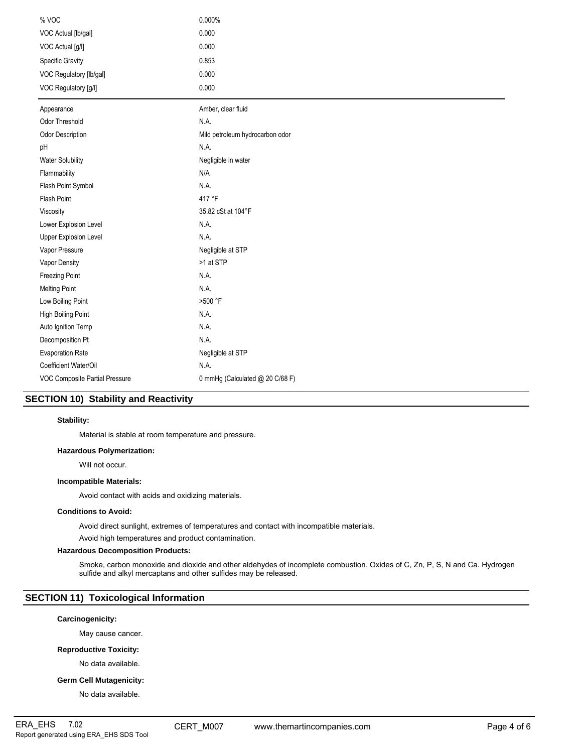| | |
|---|---|
| % VOC | 0.000% |
| VOC Actual [lb/gal] | 0.000 |
| VOC Actual [g/l] | 0.000 |
| Specific Gravity | 0.853 |
| VOC Regulatory [lb/gal] | 0.000 |
| VOC Regulatory [g/l] | 0.000 |

| | |
|---|---|
| Appearance | Amber, clear fluid |
| Odor Threshold | N.A. |
| Odor Description | Mild petroleum hydrocarbon odor |
| pH | N.A. |
| Water Solubility | Negligible in water |
| Flammability | N/A |
| Flash Point Symbol | N.A. |
| Flash Point | 417 °F |
| Viscosity | 35.82 cSt at 104°F |
| Lower Explosion Level | N.A. |
| Upper Explosion Level | N.A. |
| Vapor Pressure | Negligible at STP |
| Vapor Density | >1 at STP |
| Freezing Point | N.A. |
| Melting Point | N.A. |
| Low Boiling Point | >500 °F |
| High Boiling Point | N.A. |
| Auto Ignition Temp | N.A. |
| Decomposition Pt | N.A. |
| Evaporation Rate | Negligible at STP |
| Coefficient Water/Oil | N.A. |
| VOC Composite Partial Pressure | 0 mmHg (Calculated @ 20 C/68 F) |

## SECTION 10) Stability and Reactivity

**Stability:**

Material is stable at room temperature and pressure.

**Hazardous Polymerization:**

Will not occur.

**Incompatible Materials:**

Avoid contact with acids and oxidizing materials.

**Conditions to Avoid:**

Avoid direct sunlight, extremes of temperatures and contact with incompatible materials.

Avoid high temperatures and product contamination.

**Hazardous Decomposition Products:**

Smoke, carbon monoxide and dioxide and other aldehydes of incomplete combustion. Oxides of C, Zn, P, S, N and Ca. Hydrogen sulfide and alkyl mercaptans and other sulfides may be released.

## SECTION 11) Toxicological Information

**Carcinogenicity:**

May cause cancer.

**Reproductive Toxicity:**

No data available.

**Germ Cell Mutagenicity:**

No data available.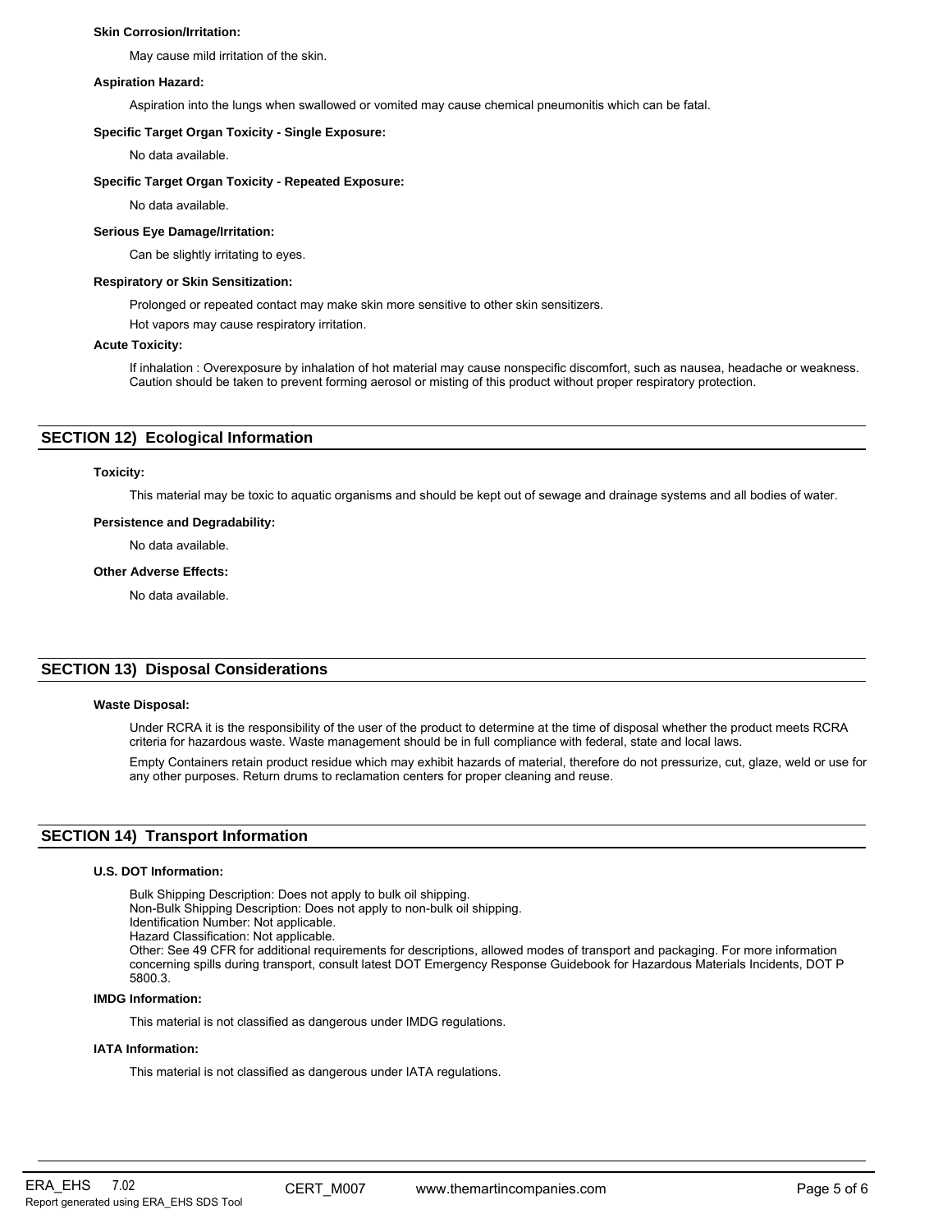**Skin Corrosion/Irritation:**

May cause mild irritation of the skin.

**Aspiration Hazard:**

Aspiration into the lungs when swallowed or vomited may cause chemical pneumonitis which can be fatal.

**Specific Target Organ Toxicity - Single Exposure:**

No data available.

**Specific Target Organ Toxicity - Repeated Exposure:**

No data available.

**Serious Eye Damage/Irritation:**

Can be slightly irritating to eyes.

**Respiratory or Skin Sensitization:**

Prolonged or repeated contact may make skin more sensitive to other skin sensitizers.

Hot vapors may cause respiratory irritation.

**Acute Toxicity:**

If inhalation : Overexposure by inhalation of hot material may cause nonspecific discomfort, such as nausea, headache or weakness. Caution should be taken to prevent forming aerosol or misting of this product without proper respiratory protection.

## SECTION 12) Ecological Information

**Toxicity:**

This material may be toxic to aquatic organisms and should be kept out of sewage and drainage systems and all bodies of water.

**Persistence and Degradability:**

No data available.

**Other Adverse Effects:**

No data available.

## SECTION 13) Disposal Considerations

**Waste Disposal:**

Under RCRA it is the responsibility of the user of the product to determine at the time of disposal whether the product meets RCRA criteria for hazardous waste. Waste management should be in full compliance with federal, state and local laws.

Empty Containers retain product residue which may exhibit hazards of material, therefore do not pressurize, cut, glaze, weld or use for any other purposes. Return drums to reclamation centers for proper cleaning and reuse.

## SECTION 14) Transport Information

**U.S. DOT Information:**

Bulk Shipping Description: Does not apply to bulk oil shipping.
Non-Bulk Shipping Description: Does not apply to non-bulk oil shipping.
Identification Number: Not applicable.
Hazard Classification: Not applicable.
Other: See 49 CFR for additional requirements for descriptions, allowed modes of transport and packaging. For more information concerning spills during transport, consult latest DOT Emergency Response Guidebook for Hazardous Materials Incidents, DOT P 5800.3.

**IMDG Information:**

This material is not classified as dangerous under IMDG regulations.

**IATA Information:**

This material is not classified as dangerous under IATA regulations.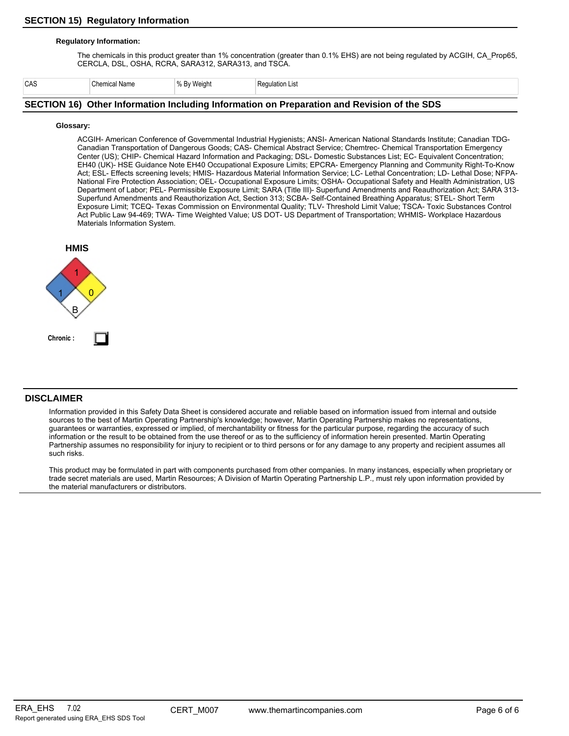## SECTION 15) Regulatory Information

**Regulatory Information:**

The chemicals in this product greater than 1% concentration (greater than 0.1% EHS) are not being regulated by ACGIH, CA_Prop65, CERCLA, DSL, OSHA, RCRA, SARA312, SARA313, and TSCA.

| CAS | Chemical Name | % By Weight | Regulation List |
|---|---|---|---|

## SECTION 16) Other Information Including Information on Preparation and Revision of the SDS

**Glossary:**

ACGIH- American Conference of Governmental Industrial Hygienists; ANSI- American National Standards Institute; Canadian TDG- Canadian Transportation of Dangerous Goods; CAS- Chemical Abstract Service; Chemtrec- Chemical Transportation Emergency Center (US); CHIP- Chemical Hazard Information and Packaging; DSL- Domestic Substances List; EC- Equivalent Concentration; EH40 (UK)- HSE Guidance Note EH40 Occupational Exposure Limits; EPCRA- Emergency Planning and Community Right-To-Know Act; ESL- Effects screening levels; HMIS- Hazardous Material Information Service; LC- Lethal Concentration; LD- Lethal Dose; NFPA- National Fire Protection Association; OEL- Occupational Exposure Limits; OSHA- Occupational Safety and Health Administration, US Department of Labor; PEL- Permissible Exposure Limit; SARA (Title III)- Superfund Amendments and Reauthorization Act; SARA 313- Superfund Amendments and Reauthorization Act, Section 313; SCBA- Self-Contained Breathing Apparatus; STEL- Short Term Exposure Limit; TCEQ- Texas Commission on Environmental Quality; TLV- Threshold Limit Value; TSCA- Toxic Substances Control Act Public Law 94-469; TWA- Time Weighted Value; US DOT- US Department of Transportation; WHMIS- Workplace Hazardous Materials Information System.

**HMIS**

1

1 0

B

**Chronic :** ☐

## DISCLAIMER

Information provided in this Safety Data Sheet is considered accurate and reliable based on information issued from internal and outside sources to the best of Martin Operating Partnership's knowledge; however, Martin Operating Partnership makes no representations, guarantees or warranties, expressed or implied, of merchantability or fitness for the particular purpose, regarding the accuracy of such information or the result to be obtained from the use thereof or as to the sufficiency of information herein presented. Martin Operating Partnership assumes no responsibility for injury to recipient or to third persons or for any damage to any property and recipient assumes all such risks.

This product may be formulated in part with components purchased from other companies. In many instances, especially when proprietary or trade secret materials are used, Martin Resources; A Division of Martin Operating Partnership L.P., must rely upon information provided by the material manufacturers or distributors.